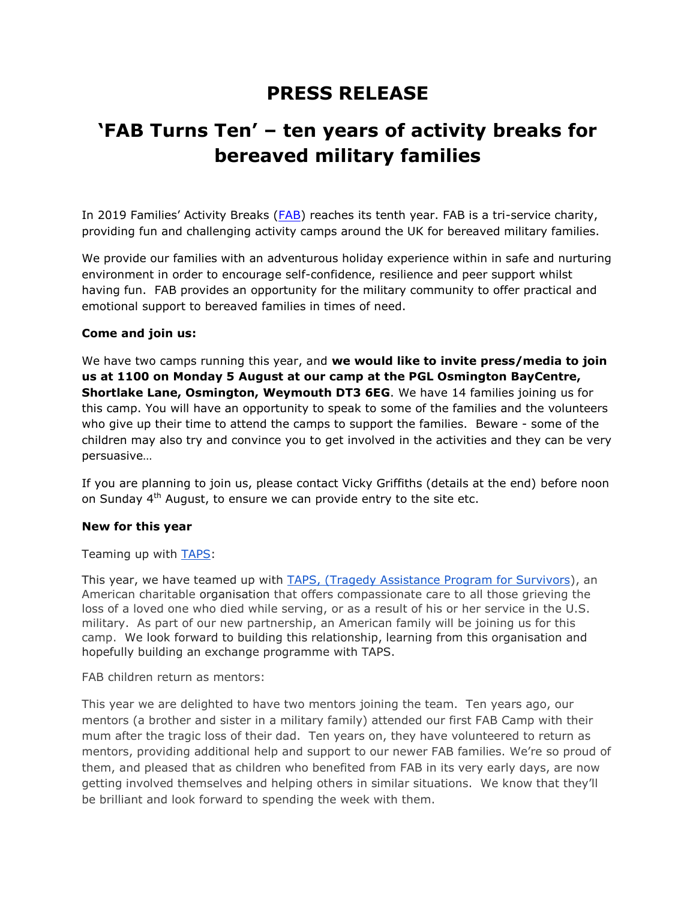# PRESS RELEASE

## 'FAB Turns Ten' – ten years of activity breaks for bereaved military families

In 2019 Families' Activity Breaks (FAB) reaches its tenth year. FAB is a tri-service charity, providing fun and challenging activity camps around the UK for bereaved military families.

We provide our families with an adventurous holiday experience within in safe and nurturing environment in order to encourage self-confidence, resilience and peer support whilst having fun. FAB provides an opportunity for the military community to offer practical and emotional support to bereaved families in times of need.

**Come and join us:**

We have two camps running this year, and **we would like to invite press/media to join us at 1100 on Monday 5 August at our camp at the PGL Osmington BayCentre, Shortlake Lane, Osmington, Weymouth DT3 6EG**. We have 14 families joining us for this camp. You will have an opportunity to speak to some of the families and the volunteers who give up their time to attend the camps to support the families. Beware - some of the children may also try and convince you to get involved in the activities and they can be very persuasive…

If you are planning to join us, please contact Vicky Griffiths (details at the end) before noon on Sunday 4th August, to ensure we can provide entry to the site etc.

**New for this year**

Teaming up with TAPS:

This year, we have teamed up with TAPS, (Tragedy Assistance Program for Survivors), an American charitable organisation that offers compassionate care to all those grieving the loss of a loved one who died while serving, or as a result of his or her service in the U.S. military. As part of our new partnership, an American family will be joining us for this camp. We look forward to building this relationship, learning from this organisation and hopefully building an exchange programme with TAPS.

FAB children return as mentors:

This year we are delighted to have two mentors joining the team. Ten years ago, our mentors (a brother and sister in a military family) attended our first FAB Camp with their mum after the tragic loss of their dad. Ten years on, they have volunteered to return as mentors, providing additional help and support to our newer FAB families. We're so proud of them, and pleased that as children who benefited from FAB in its very early days, are now getting involved themselves and helping others in similar situations. We know that they'll be brilliant and look forward to spending the week with them.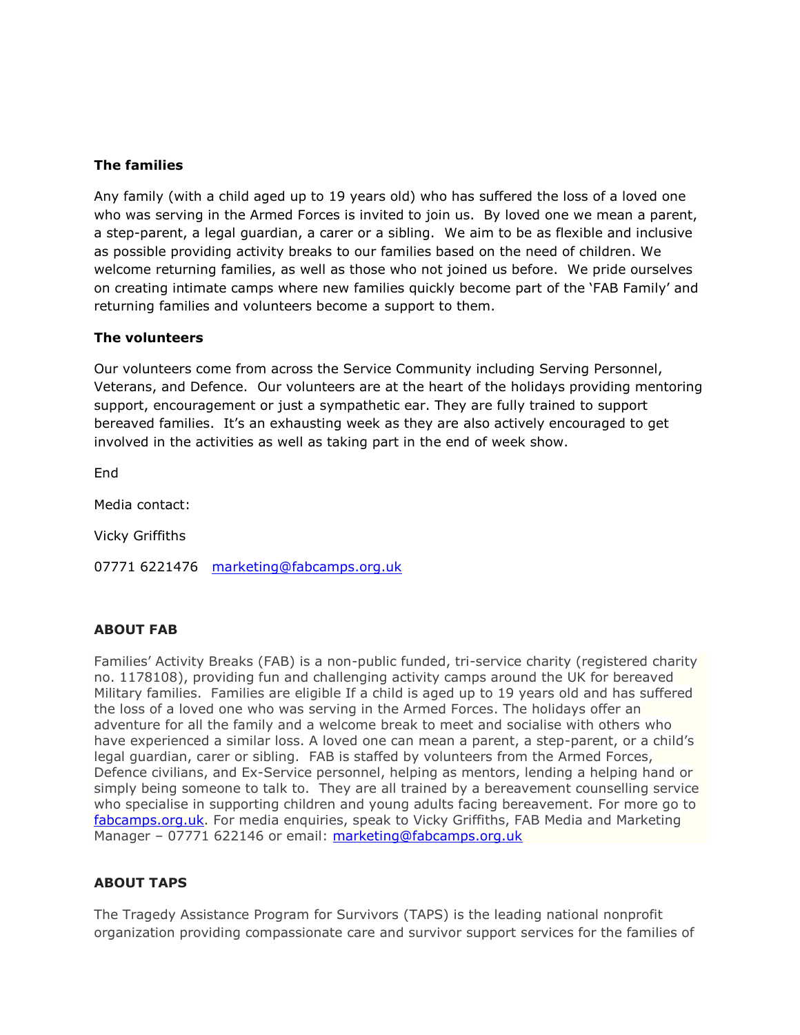**The families**

Any family (with a child aged up to 19 years old) who has suffered the loss of a loved one who was serving in the Armed Forces is invited to join us. By loved one we mean a parent, a step-parent, a legal guardian, a carer or a sibling. We aim to be as flexible and inclusive as possible providing activity breaks to our families based on the need of children. We welcome returning families, as well as those who not joined us before. We pride ourselves on creating intimate camps where new families quickly become part of the 'FAB Family' and returning families and volunteers become a support to them.

**The volunteers**

Our volunteers come from across the Service Community including Serving Personnel, Veterans, and Defence. Our volunteers are at the heart of the holidays providing mentoring support, encouragement or just a sympathetic ear. They are fully trained to support bereaved families. It's an exhausting week as they are also actively encouraged to get involved in the activities as well as taking part in the end of week show.

End

Media contact:

Vicky Griffiths

07771 6221476 [marketing@fabcamps.org.uk](mailto:marketing@fabcamps.org.uk)

**ABOUT FAB**

Families' Activity Breaks (FAB) is a non-public funded, tri-service charity (registered charity no. 1178108), providing fun and challenging activity camps around the UK for bereaved Military families. Families are eligible If a child is aged up to 19 years old and has suffered the loss of a loved one who was serving in the Armed Forces. The holidays offer an adventure for all the family and a welcome break to meet and socialise with others who have experienced a similar loss. A loved one can mean a parent, a step-parent, or a child's legal guardian, carer or sibling. FAB is staffed by volunteers from the Armed Forces, Defence civilians, and Ex-Service personnel, helping as mentors, lending a helping hand or simply being someone to talk to. They are all trained by a bereavement counselling service who specialise in supporting children and young adults facing bereavement. For more go to [fabcamps.org.uk](http://fabcamps.org.uk). For media enquiries, speak to Vicky Griffiths, FAB Media and Marketing Manager – 07771 622146 or email: [marketing@fabcamps.org.uk](mailto:marketing@fabcamps.org.uk)

**ABOUT TAPS**

The Tragedy Assistance Program for Survivors (TAPS) is the leading national nonprofit organization providing compassionate care and survivor support services for the families of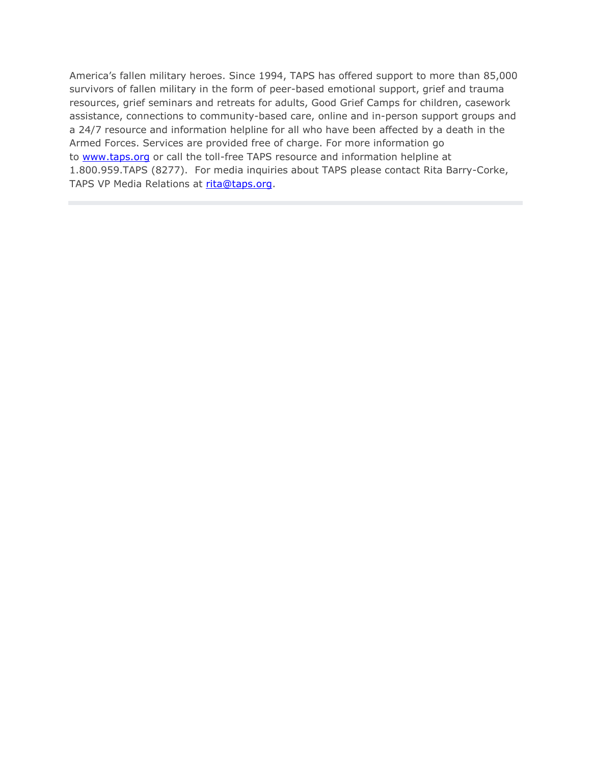America's fallen military heroes. Since 1994, TAPS has offered support to more than 85,000 survivors of fallen military in the form of peer-based emotional support, grief and trauma resources, grief seminars and retreats for adults, Good Grief Camps for children, casework assistance, connections to community-based care, online and in-person support groups and a 24/7 resource and information helpline for all who have been affected by a death in the Armed Forces. Services are provided free of charge. For more information go to [www.taps.org](http://www.taps.org) or call the toll-free TAPS resource and information helpline at 1.800.959.TAPS (8277). For media inquiries about TAPS please contact Rita Barry-Corke, TAPS VP Media Relations at [rita@taps.org](mailto:rita@taps.org).

---